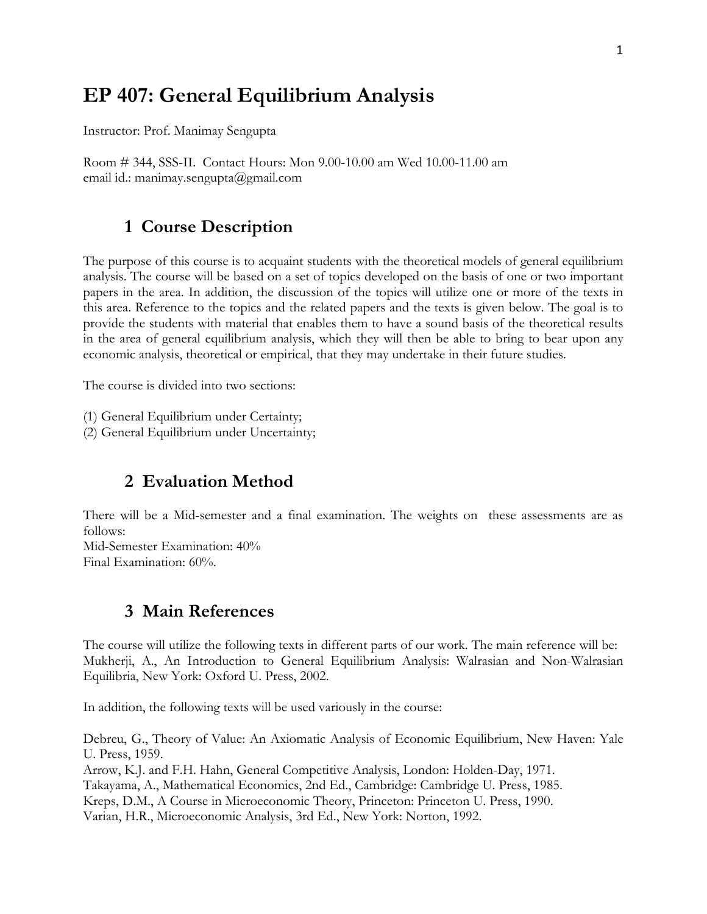# EP 407: General Equilibrium Analysis

Instructor: Prof. Manimay Sengupta

Room # 344, SSS-II. Contact Hours: Mon 9.00-10.00 am Wed 10.00-11.00 am
email id.: manimay.sengupta@gmail.com

## 1 Course Description

The purpose of this course is to acquaint students with the theoretical models of general equilibrium analysis. The course will be based on a set of topics developed on the basis of one or two important papers in the area. In addition, the discussion of the topics will utilize one or more of the texts in this area. Reference to the topics and the related papers and the texts is given below. The goal is to provide the students with material that enables them to have a sound basis of the theoretical results in the area of general equilibrium analysis, which they will then be able to bring to bear upon any economic analysis, theoretical or empirical, that they may undertake in their future studies.

The course is divided into two sections:

(1) General Equilibrium under Certainty;
(2) General Equilibrium under Uncertainty;

## 2 Evaluation Method

There will be a Mid-semester and a final examination. The weights on these assessments are as follows:
Mid-Semester Examination: 40%
Final Examination: 60%.

## 3 Main References

The course will utilize the following texts in different parts of our work. The main reference will be:
Mukherji, A., An Introduction to General Equilibrium Analysis: Walrasian and Non-Walrasian Equilibria, New York: Oxford U. Press, 2002.

In addition, the following texts will be used variously in the course:

Debreu, G., Theory of Value: An Axiomatic Analysis of Economic Equilibrium, New Haven: Yale U. Press, 1959.
Arrow, K.J. and F.H. Hahn, General Competitive Analysis, London: Holden-Day, 1971.
Takayama, A., Mathematical Economics, 2nd Ed., Cambridge: Cambridge U. Press, 1985.
Kreps, D.M., A Course in Microeconomic Theory, Princeton: Princeton U. Press, 1990.
Varian, H.R., Microeconomic Analysis, 3rd Ed., New York: Norton, 1992.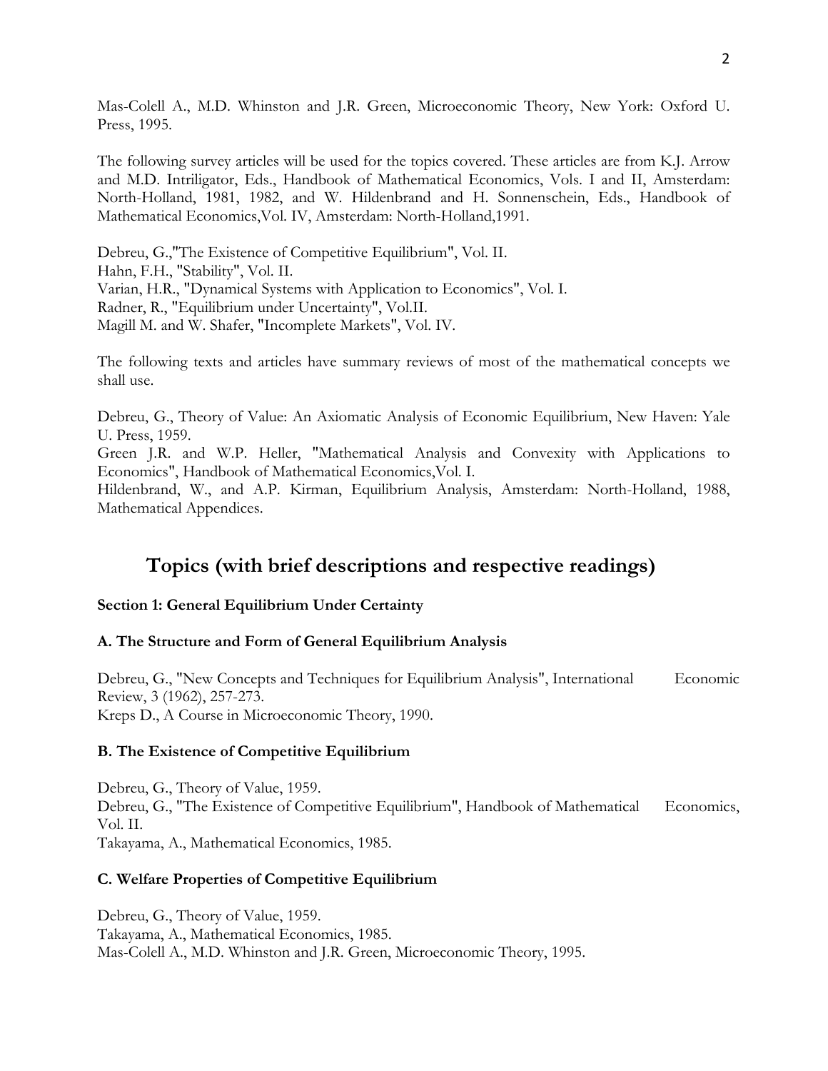Mas-Colell A., M.D. Whinston and J.R. Green, Microeconomic Theory, New York: Oxford U. Press, 1995.

The following survey articles will be used for the topics covered. These articles are from K.J. Arrow and M.D. Intriligator, Eds., Handbook of Mathematical Economics, Vols. I and II, Amsterdam: North-Holland, 1981, 1982, and W. Hildenbrand and H. Sonnenschein, Eds., Handbook of Mathematical Economics,Vol. IV, Amsterdam: North-Holland,1991.

Debreu, G.,"The Existence of Competitive Equilibrium", Vol. II.
Hahn, F.H., "Stability", Vol. II.
Varian, H.R., "Dynamical Systems with Application to Economics", Vol. I.
Radner, R., "Equilibrium under Uncertainty", Vol.II.
Magill M. and W. Shafer, "Incomplete Markets", Vol. IV.

The following texts and articles have summary reviews of most of the mathematical concepts we shall use.

Debreu, G., Theory of Value: An Axiomatic Analysis of Economic Equilibrium, New Haven: Yale U. Press, 1959.
Green J.R. and W.P. Heller, "Mathematical Analysis and Convexity with Applications to Economics", Handbook of Mathematical Economics,Vol. I.
Hildenbrand, W., and A.P. Kirman, Equilibrium Analysis, Amsterdam: North-Holland, 1988, Mathematical Appendices.

## Topics (with brief descriptions and respective readings)

### Section 1: General Equilibrium Under Certainty

#### A. The Structure and Form of General Equilibrium Analysis

Debreu, G., "New Concepts and Techniques for Equilibrium Analysis", International Economic Review, 3 (1962), 257-273.
Kreps D., A Course in Microeconomic Theory, 1990.

#### B. The Existence of Competitive Equilibrium

Debreu, G., Theory of Value, 1959.
Debreu, G., "The Existence of Competitive Equilibrium", Handbook of Mathematical Economics, Vol. II.
Takayama, A., Mathematical Economics, 1985.

#### C. Welfare Properties of Competitive Equilibrium

Debreu, G., Theory of Value, 1959.
Takayama, A., Mathematical Economics, 1985.
Mas-Colell A., M.D. Whinston and J.R. Green, Microeconomic Theory, 1995.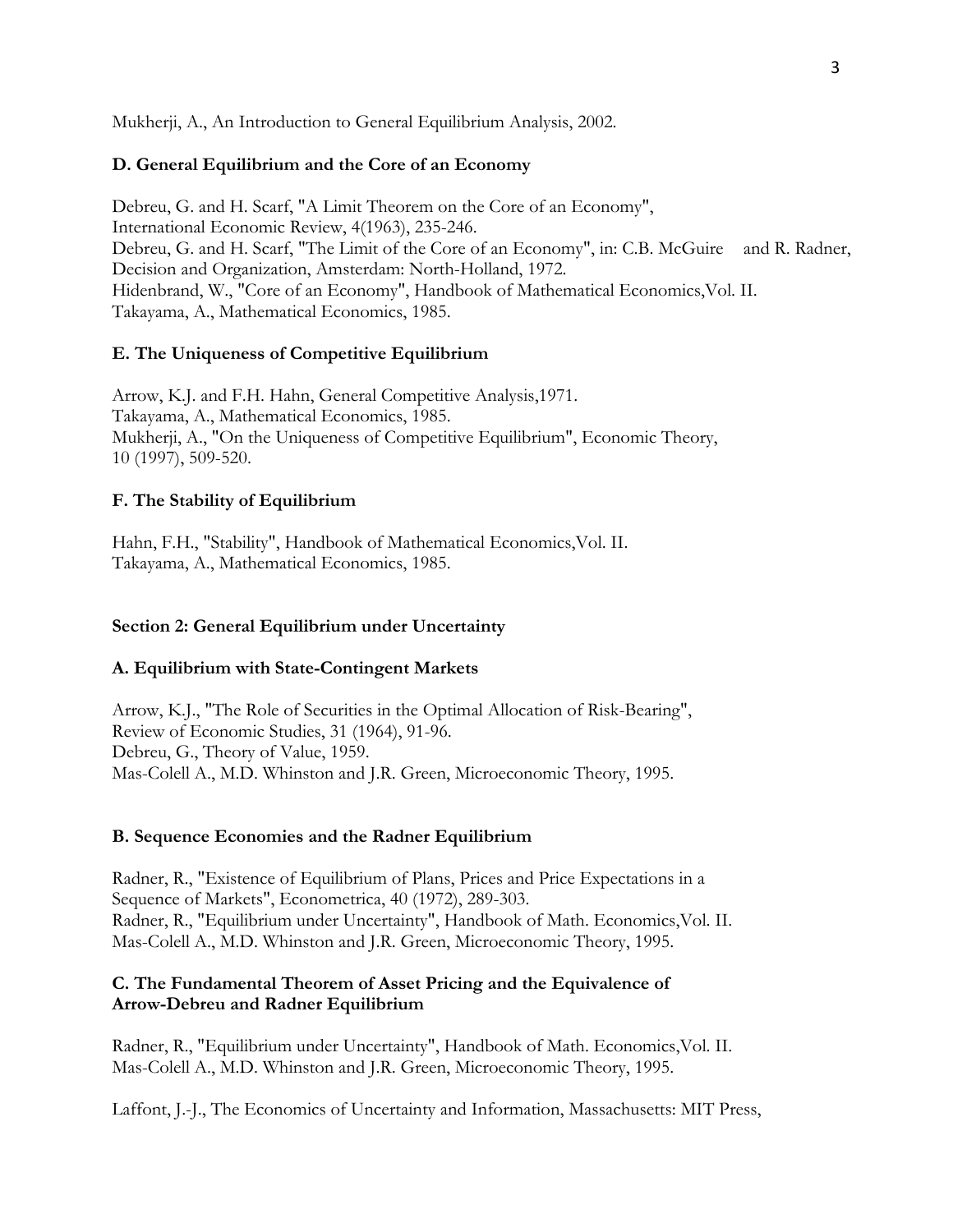Mukherji, A., An Introduction to General Equilibrium Analysis, 2002.

### D. General Equilibrium and the Core of an Economy

Debreu, G. and H. Scarf, "A Limit Theorem on the Core of an Economy", International Economic Review, 4(1963), 235-246.
Debreu, G. and H. Scarf, "The Limit of the Core of an Economy", in: C.B. McGuire and R. Radner, Decision and Organization, Amsterdam: North-Holland, 1972.
Hidenbrand, W., "Core of an Economy", Handbook of Mathematical Economics,Vol. II.
Takayama, A., Mathematical Economics, 1985.

### E. The Uniqueness of Competitive Equilibrium

Arrow, K.J. and F.H. Hahn, General Competitive Analysis,1971.
Takayama, A., Mathematical Economics, 1985.
Mukherji, A., "On the Uniqueness of Competitive Equilibrium", Economic Theory, 10 (1997), 509-520.

### F. The Stability of Equilibrium

Hahn, F.H., "Stability", Handbook of Mathematical Economics,Vol. II.
Takayama, A., Mathematical Economics, 1985.

## Section 2: General Equilibrium under Uncertainty

### A. Equilibrium with State-Contingent Markets

Arrow, K.J., "The Role of Securities in the Optimal Allocation of Risk-Bearing", Review of Economic Studies, 31 (1964), 91-96.
Debreu, G., Theory of Value, 1959.
Mas-Colell A., M.D. Whinston and J.R. Green, Microeconomic Theory, 1995.

### B. Sequence Economies and the Radner Equilibrium

Radner, R., "Existence of Equilibrium of Plans, Prices and Price Expectations in a Sequence of Markets", Econometrica, 40 (1972), 289-303.
Radner, R., "Equilibrium under Uncertainty", Handbook of Math. Economics,Vol. II.
Mas-Colell A., M.D. Whinston and J.R. Green, Microeconomic Theory, 1995.

### C. The Fundamental Theorem of Asset Pricing and the Equivalence of Arrow-Debreu and Radner Equilibrium

Radner, R., "Equilibrium under Uncertainty", Handbook of Math. Economics,Vol. II.
Mas-Colell A., M.D. Whinston and J.R. Green, Microeconomic Theory, 1995.

Laffont, J.-J., The Economics of Uncertainty and Information, Massachusetts: MIT Press,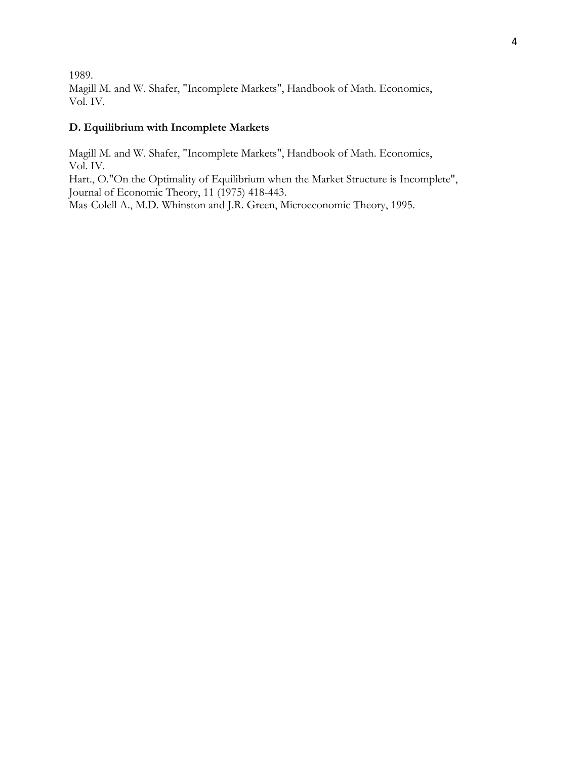1989.
Magill M. and W. Shafer, "Incomplete Markets", Handbook of Math. Economics, Vol. IV.

### D. Equilibrium with Incomplete Markets

Magill M. and W. Shafer, "Incomplete Markets", Handbook of Math. Economics, Vol. IV.
Hart., O."On the Optimality of Equilibrium when the Market Structure is Incomplete", Journal of Economic Theory, 11 (1975) 418-443.
Mas-Colell A., M.D. Whinston and J.R. Green, Microeconomic Theory, 1995.